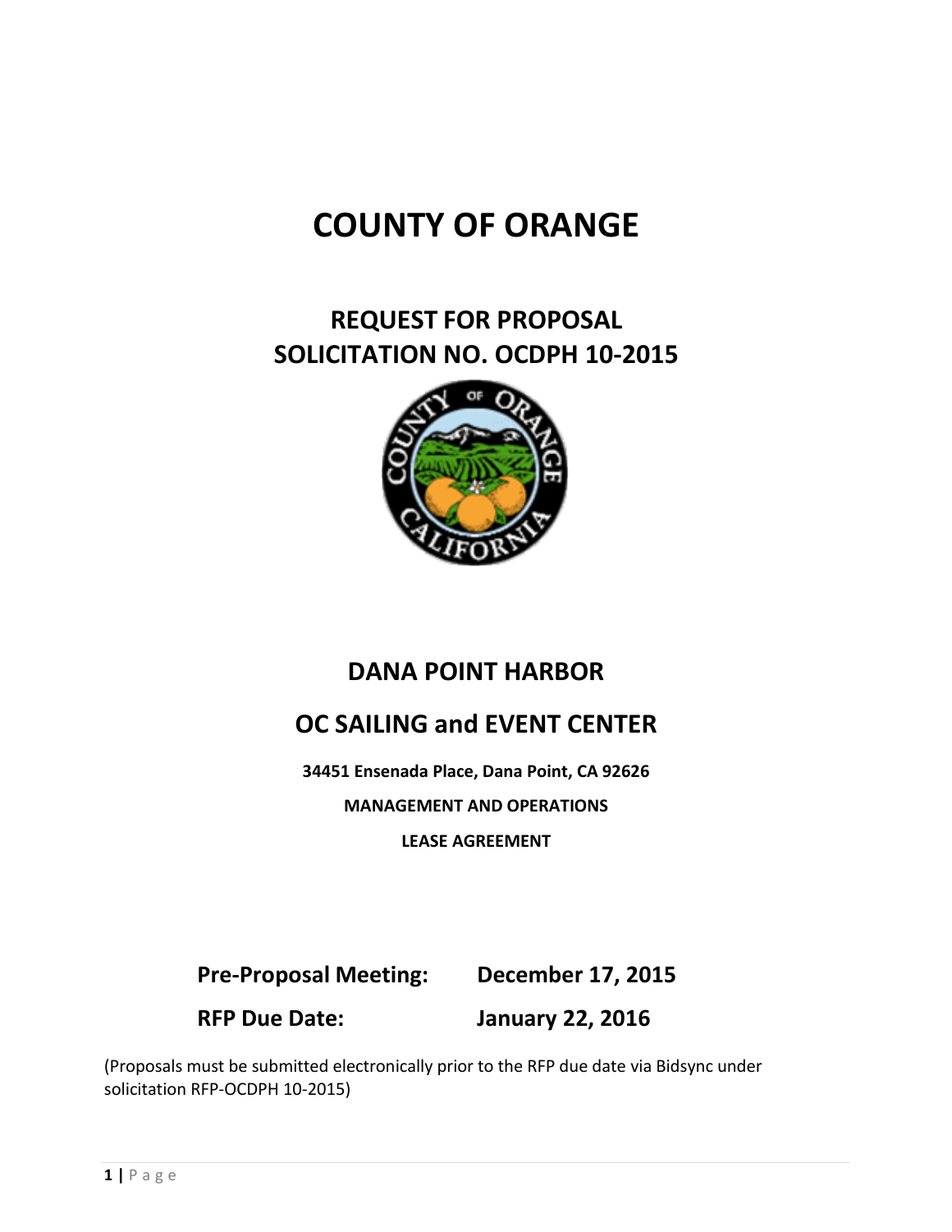# COUNTY OF ORANGE

## REQUEST FOR PROPOSAL
## SOLICITATION NO. OCDPH 10-2015

## DANA POINT HARBOR

## OC SAILING and EVENT CENTER

**34451 Ensenada Place, Dana Point, CA 92626**

**MANAGEMENT AND OPERATIONS**

**LEASE AGREEMENT**

**Pre-Proposal Meeting:** **December 17, 2015**

**RFP Due Date:** **January 22, 2016**

(Proposals must be submitted electronically prior to the RFP due date via Bidsync under solicitation RFP-OCDPH 10-2015)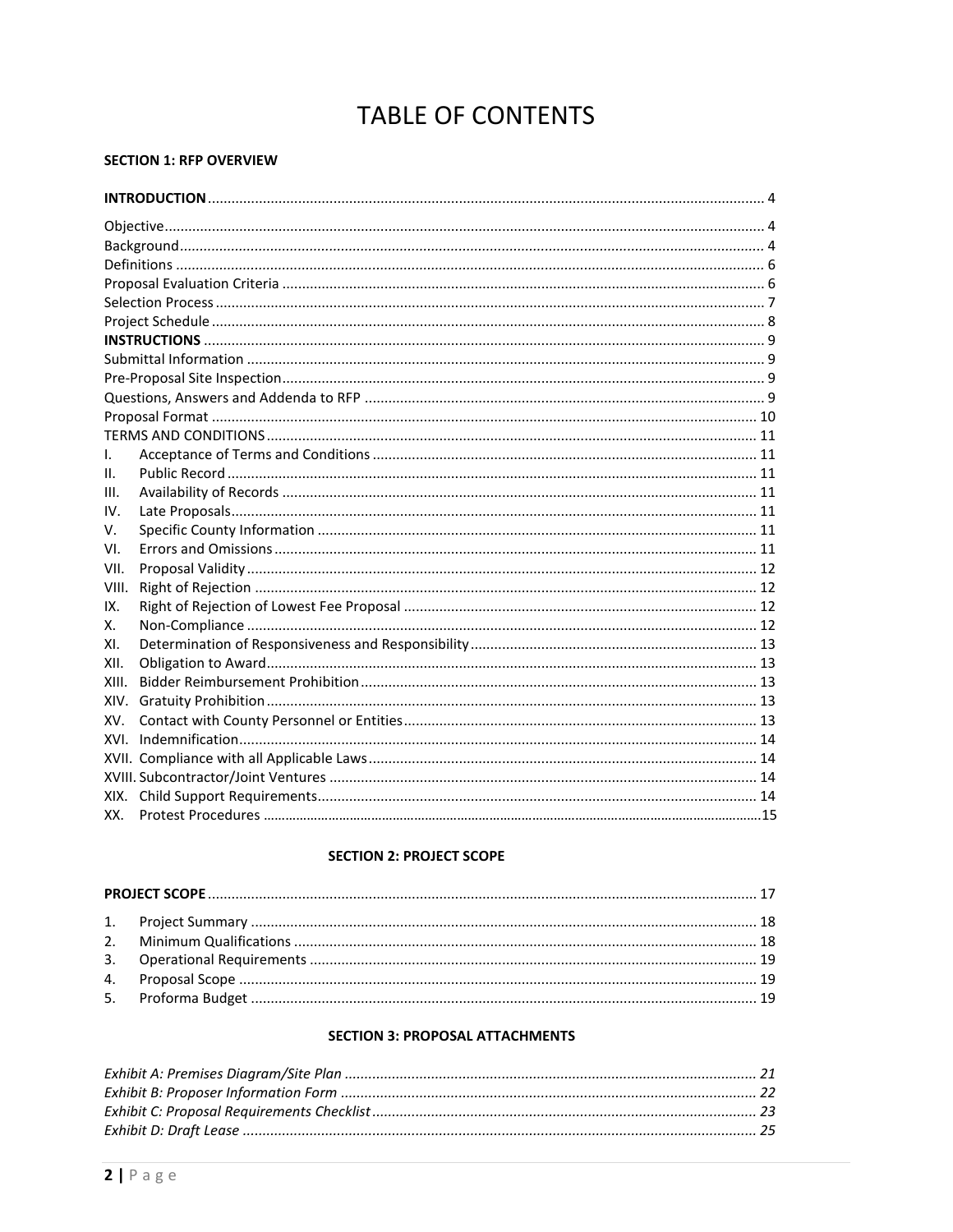# TABLE OF CONTENTS

**SECTION 1: RFP OVERVIEW**

**INTRODUCTION** ........ 4

Objective ........ 4
Background ........ 4
Definitions ........ 6
Proposal Evaluation Criteria ........ 6
Selection Process ........ 7
Project Schedule ........ 8
**INSTRUCTIONS** ........ 9
Submittal Information ........ 9
Pre-Proposal Site Inspection ........ 9
Questions, Answers and Addenda to RFP ........ 9
Proposal Format ........ 10
TERMS AND CONDITIONS ........ 11

I. Acceptance of Terms and Conditions ........ 11
II. Public Record ........ 11
III. Availability of Records ........ 11
IV. Late Proposals ........ 11
V. Specific County Information ........ 11
VI. Errors and Omissions ........ 11
VII. Proposal Validity ........ 12
VIII. Right of Rejection ........ 12
IX. Right of Rejection of Lowest Fee Proposal ........ 12
X. Non-Compliance ........ 12
XI. Determination of Responsiveness and Responsibility ........ 13
XII. Obligation to Award ........ 13
XIII. Bidder Reimbursement Prohibition ........ 13
XIV. Gratuity Prohibition ........ 13
XV. Contact with County Personnel or Entities ........ 13
XVI. Indemnification ........ 14
XVII. Compliance with all Applicable Laws ........ 14
XVIII. Subcontractor/Joint Ventures ........ 14
XIX. Child Support Requirements ........ 14
XX. Protest Procedures ........ 15

**SECTION 2: PROJECT SCOPE**

**PROJECT SCOPE** ........ 17

1. Project Summary ........ 18
2. Minimum Qualifications ........ 18
3. Operational Requirements ........ 19
4. Proposal Scope ........ 19
5. Proforma Budget ........ 19

**SECTION 3: PROPOSAL ATTACHMENTS**

*Exhibit A: Premises Diagram/Site Plan ........ 21*
*Exhibit B: Proposer Information Form ........ 22*
*Exhibit C: Proposal Requirements Checklist ........ 23*
*Exhibit D: Draft Lease ........ 25*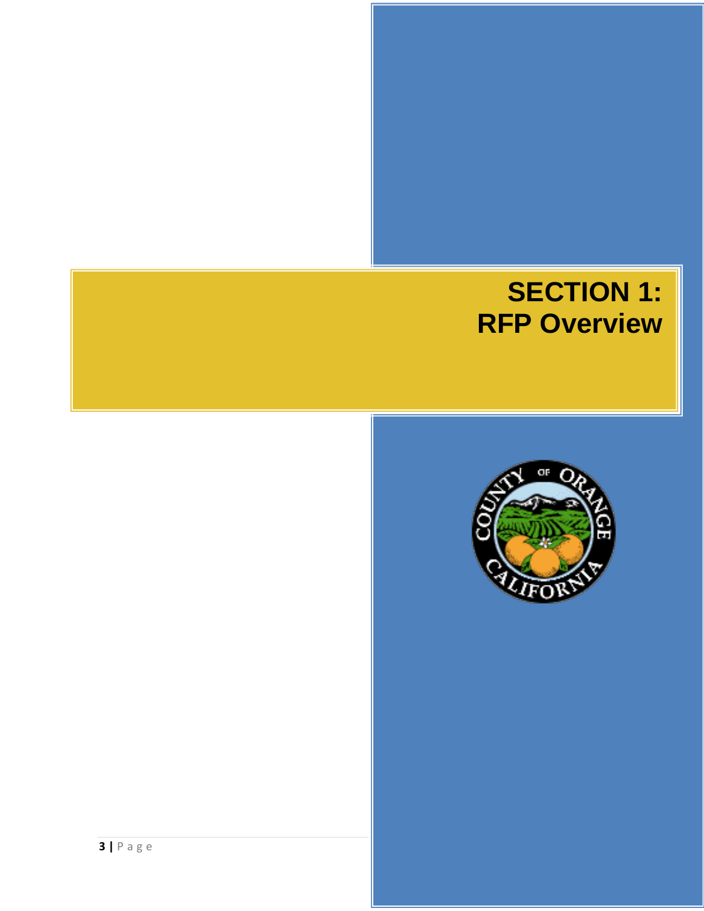# SECTION 1: RFP Overview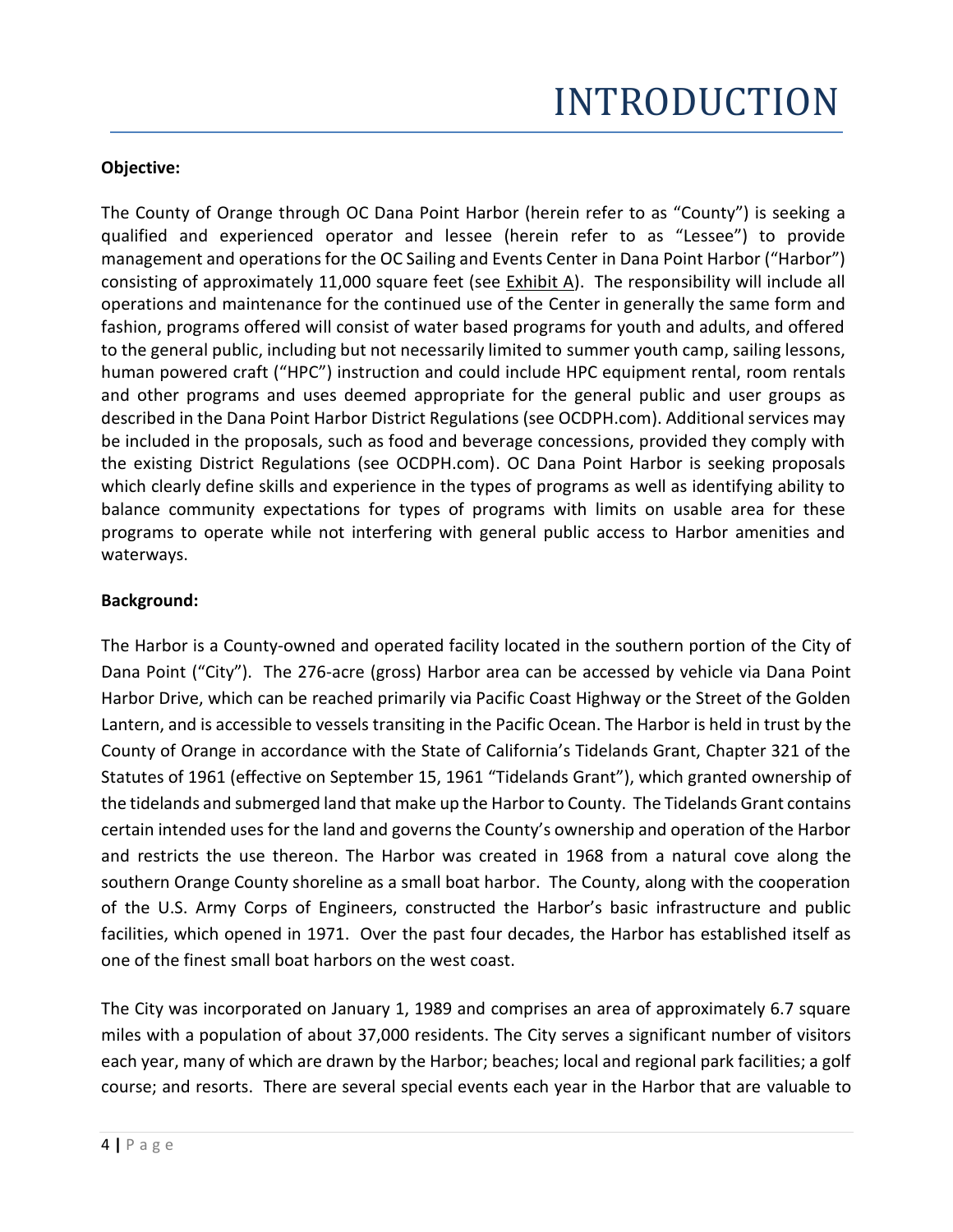# INTRODUCTION

**Objective:**

The County of Orange through OC Dana Point Harbor (herein refer to as "County") is seeking a qualified and experienced operator and lessee (herein refer to as "Lessee") to provide management and operations for the OC Sailing and Events Center in Dana Point Harbor ("Harbor") consisting of approximately 11,000 square feet (see Exhibit A). The responsibility will include all operations and maintenance for the continued use of the Center in generally the same form and fashion, programs offered will consist of water based programs for youth and adults, and offered to the general public, including but not necessarily limited to summer youth camp, sailing lessons, human powered craft ("HPC") instruction and could include HPC equipment rental, room rentals and other programs and uses deemed appropriate for the general public and user groups as described in the Dana Point Harbor District Regulations (see OCDPH.com). Additional services may be included in the proposals, such as food and beverage concessions, provided they comply with the existing District Regulations (see OCDPH.com). OC Dana Point Harbor is seeking proposals which clearly define skills and experience in the types of programs as well as identifying ability to balance community expectations for types of programs with limits on usable area for these programs to operate while not interfering with general public access to Harbor amenities and waterways.

**Background:**

The Harbor is a County-owned and operated facility located in the southern portion of the City of Dana Point ("City"). The 276-acre (gross) Harbor area can be accessed by vehicle via Dana Point Harbor Drive, which can be reached primarily via Pacific Coast Highway or the Street of the Golden Lantern, and is accessible to vessels transiting in the Pacific Ocean. The Harbor is held in trust by the County of Orange in accordance with the State of California's Tidelands Grant, Chapter 321 of the Statutes of 1961 (effective on September 15, 1961 "Tidelands Grant"), which granted ownership of the tidelands and submerged land that make up the Harbor to County. The Tidelands Grant contains certain intended uses for the land and governs the County's ownership and operation of the Harbor and restricts the use thereon. The Harbor was created in 1968 from a natural cove along the southern Orange County shoreline as a small boat harbor. The County, along with the cooperation of the U.S. Army Corps of Engineers, constructed the Harbor's basic infrastructure and public facilities, which opened in 1971. Over the past four decades, the Harbor has established itself as one of the finest small boat harbors on the west coast.

The City was incorporated on January 1, 1989 and comprises an area of approximately 6.7 square miles with a population of about 37,000 residents. The City serves a significant number of visitors each year, many of which are drawn by the Harbor; beaches; local and regional park facilities; a golf course; and resorts. There are several special events each year in the Harbor that are valuable to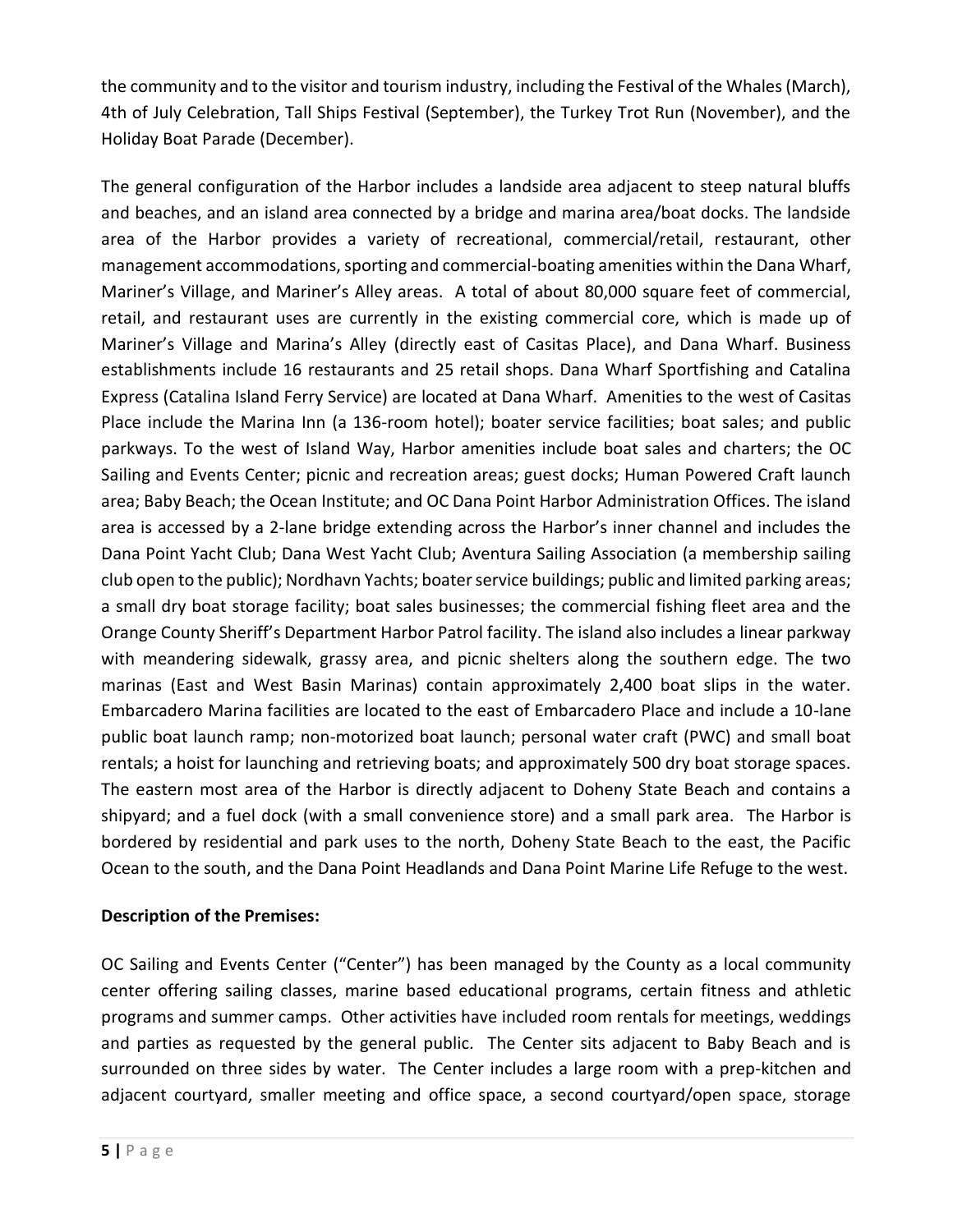the community and to the visitor and tourism industry, including the Festival of the Whales (March), 4th of July Celebration, Tall Ships Festival (September), the Turkey Trot Run (November), and the Holiday Boat Parade (December).

The general configuration of the Harbor includes a landside area adjacent to steep natural bluffs and beaches, and an island area connected by a bridge and marina area/boat docks. The landside area of the Harbor provides a variety of recreational, commercial/retail, restaurant, other management accommodations, sporting and commercial-boating amenities within the Dana Wharf, Mariner's Village, and Mariner's Alley areas. A total of about 80,000 square feet of commercial, retail, and restaurant uses are currently in the existing commercial core, which is made up of Mariner's Village and Marina's Alley (directly east of Casitas Place), and Dana Wharf. Business establishments include 16 restaurants and 25 retail shops. Dana Wharf Sportfishing and Catalina Express (Catalina Island Ferry Service) are located at Dana Wharf. Amenities to the west of Casitas Place include the Marina Inn (a 136-room hotel); boater service facilities; boat sales; and public parkways. To the west of Island Way, Harbor amenities include boat sales and charters; the OC Sailing and Events Center; picnic and recreation areas; guest docks; Human Powered Craft launch area; Baby Beach; the Ocean Institute; and OC Dana Point Harbor Administration Offices. The island area is accessed by a 2-lane bridge extending across the Harbor's inner channel and includes the Dana Point Yacht Club; Dana West Yacht Club; Aventura Sailing Association (a membership sailing club open to the public); Nordhavn Yachts; boater service buildings; public and limited parking areas; a small dry boat storage facility; boat sales businesses; the commercial fishing fleet area and the Orange County Sheriff's Department Harbor Patrol facility. The island also includes a linear parkway with meandering sidewalk, grassy area, and picnic shelters along the southern edge. The two marinas (East and West Basin Marinas) contain approximately 2,400 boat slips in the water. Embarcadero Marina facilities are located to the east of Embarcadero Place and include a 10-lane public boat launch ramp; non-motorized boat launch; personal water craft (PWC) and small boat rentals; a hoist for launching and retrieving boats; and approximately 500 dry boat storage spaces. The eastern most area of the Harbor is directly adjacent to Doheny State Beach and contains a shipyard; and a fuel dock (with a small convenience store) and a small park area. The Harbor is bordered by residential and park uses to the north, Doheny State Beach to the east, the Pacific Ocean to the south, and the Dana Point Headlands and Dana Point Marine Life Refuge to the west.

**Description of the Premises:**

OC Sailing and Events Center ("Center") has been managed by the County as a local community center offering sailing classes, marine based educational programs, certain fitness and athletic programs and summer camps. Other activities have included room rentals for meetings, weddings and parties as requested by the general public. The Center sits adjacent to Baby Beach and is surrounded on three sides by water. The Center includes a large room with a prep-kitchen and adjacent courtyard, smaller meeting and office space, a second courtyard/open space, storage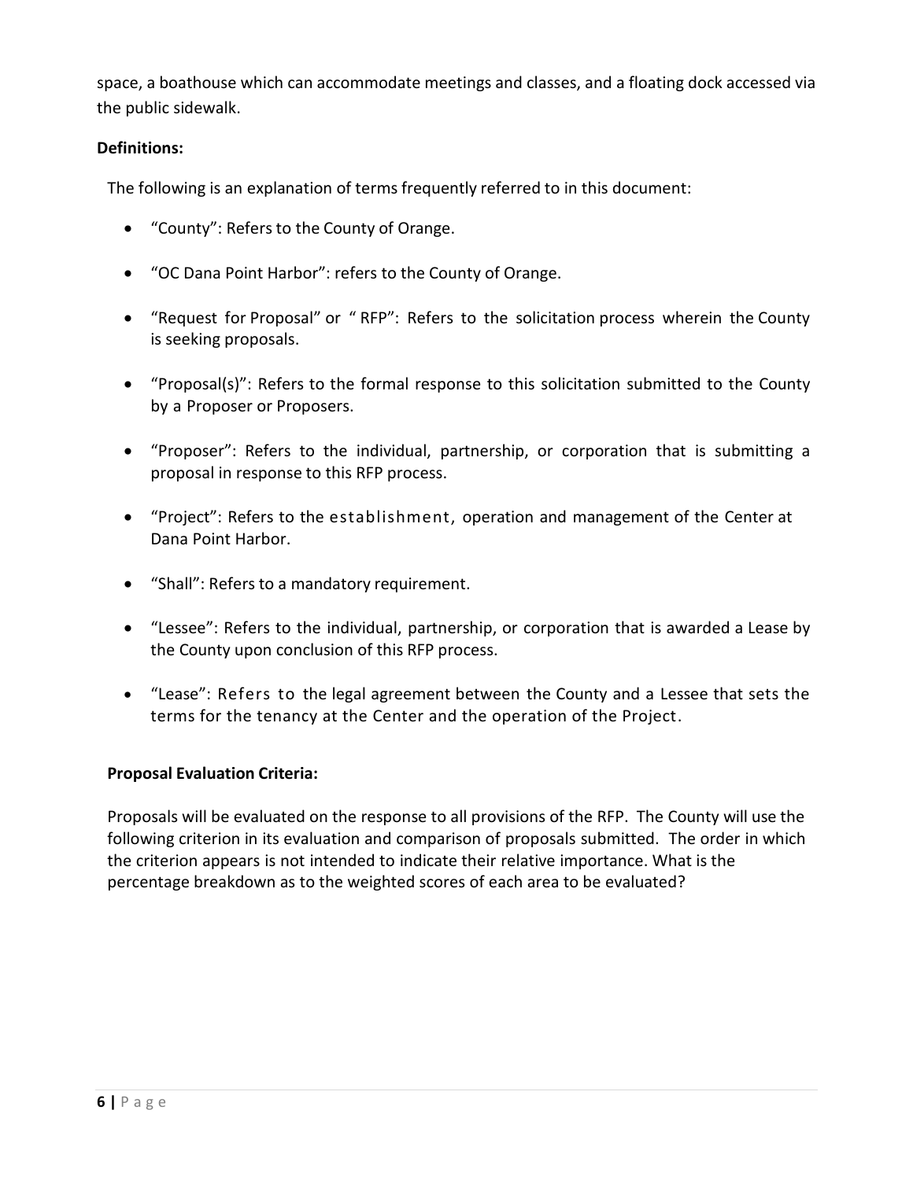space, a boathouse which can accommodate meetings and classes, and a floating dock accessed via the public sidewalk.

**Definitions:**

The following is an explanation of terms frequently referred to in this document:

- "County": Refers to the County of Orange.
- "OC Dana Point Harbor": refers to the County of Orange.
- "Request for Proposal" or " RFP": Refers to the solicitation process wherein the County is seeking proposals.
- "Proposal(s)": Refers to the formal response to this solicitation submitted to the County by a Proposer or Proposers.
- "Proposer": Refers to the individual, partnership, or corporation that is submitting a proposal in response to this RFP process.
- "Project": Refers to the establishment, operation and management of the Center at Dana Point Harbor.
- "Shall": Refers to a mandatory requirement.
- "Lessee": Refers to the individual, partnership, or corporation that is awarded a Lease by the County upon conclusion of this RFP process.
- "Lease": Refers to the legal agreement between the County and a Lessee that sets the terms for the tenancy at the Center and the operation of the Project.

**Proposal Evaluation Criteria:**

Proposals will be evaluated on the response to all provisions of the RFP. The County will use the following criterion in its evaluation and comparison of proposals submitted. The order in which the criterion appears is not intended to indicate their relative importance. What is the percentage breakdown as to the weighted scores of each area to be evaluated?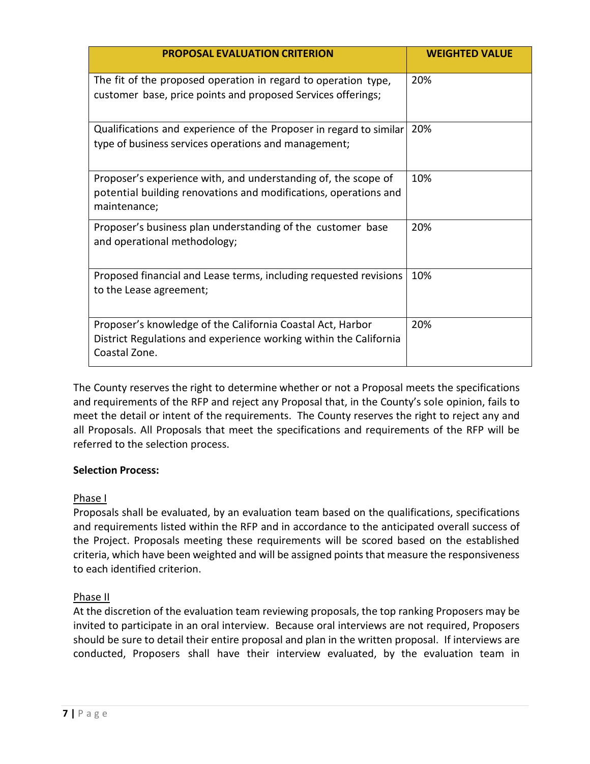| PROPOSAL EVALUATION CRITERION | WEIGHTED VALUE |
|---|---|
| The fit of the proposed operation in regard to operation type, customer base, price points and proposed Services offerings; | 20% |
| Qualifications and experience of the Proposer in regard to similar type of business services operations and management; | 20% |
| Proposer's experience with, and understanding of, the scope of potential building renovations and modifications, operations and maintenance; | 10% |
| Proposer's business plan understanding of the customer base and operational methodology; | 20% |
| Proposed financial and Lease terms, including requested revisions to the Lease agreement; | 10% |
| Proposer's knowledge of the California Coastal Act, Harbor District Regulations and experience working within the California Coastal Zone. | 20% |

The County reserves the right to determine whether or not a Proposal meets the specifications and requirements of the RFP and reject any Proposal that, in the County's sole opinion, fails to meet the detail or intent of the requirements. The County reserves the right to reject any and all Proposals. All Proposals that meet the specifications and requirements of the RFP will be referred to the selection process.

**Selection Process:**

Phase I

Proposals shall be evaluated, by an evaluation team based on the qualifications, specifications and requirements listed within the RFP and in accordance to the anticipated overall success of the Project. Proposals meeting these requirements will be scored based on the established criteria, which have been weighted and will be assigned points that measure the responsiveness to each identified criterion.

Phase II

At the discretion of the evaluation team reviewing proposals, the top ranking Proposers may be invited to participate in an oral interview. Because oral interviews are not required, Proposers should be sure to detail their entire proposal and plan in the written proposal. If interviews are conducted, Proposers shall have their interview evaluated, by the evaluation team in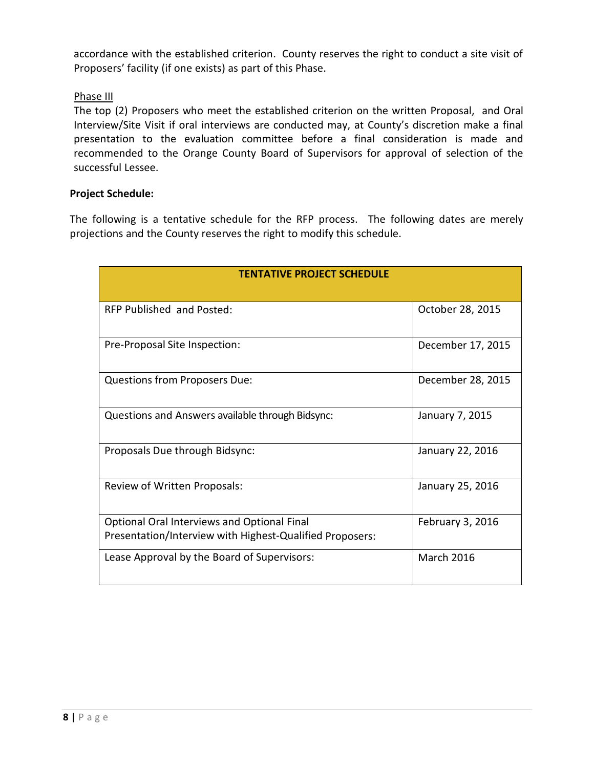accordance with the established criterion. County reserves the right to conduct a site visit of Proposers' facility (if one exists) as part of this Phase.

Phase III

The top (2) Proposers who meet the established criterion on the written Proposal, and Oral Interview/Site Visit if oral interviews are conducted may, at County's discretion make a final presentation to the evaluation committee before a final consideration is made and recommended to the Orange County Board of Supervisors for approval of selection of the successful Lessee.

**Project Schedule:**

The following is a tentative schedule for the RFP process. The following dates are merely projections and the County reserves the right to modify this schedule.

| **TENTATIVE PROJECT SCHEDULE** | |
|---|---|
| RFP Published and Posted: | October 28, 2015 |
| Pre-Proposal Site Inspection: | December 17, 2015 |
| Questions from Proposers Due: | December 28, 2015 |
| Questions and Answers available through Bidsync: | January 7, 2015 |
| Proposals Due through Bidsync: | January 22, 2016 |
| Review of Written Proposals: | January 25, 2016 |
| Optional Oral Interviews and Optional Final Presentation/Interview with Highest-Qualified Proposers: | February 3, 2016 |
| Lease Approval by the Board of Supervisors: | March 2016 |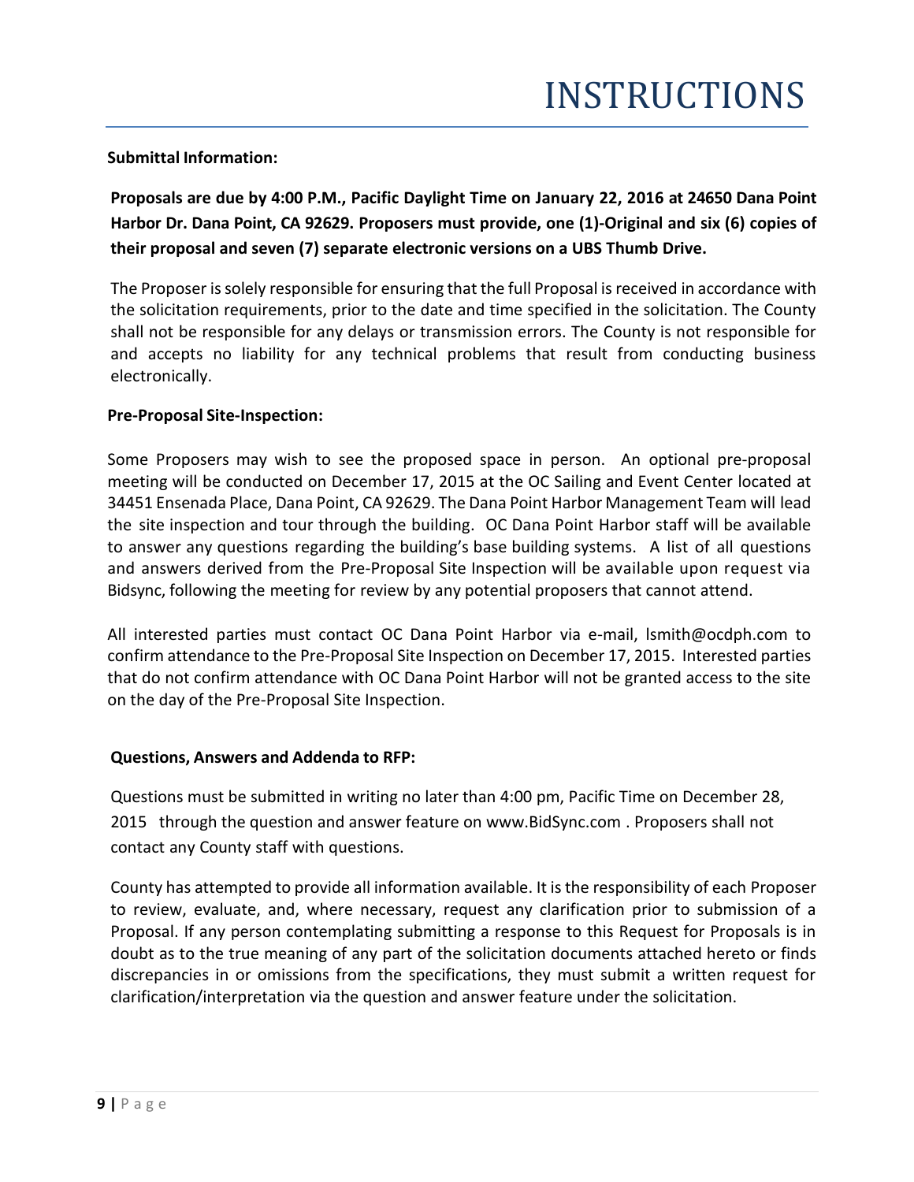# INSTRUCTIONS

**Submittal Information:**

**Proposals are due by 4:00 P.M., Pacific Daylight Time on January 22, 2016 at 24650 Dana Point Harbor Dr. Dana Point, CA 92629. Proposers must provide, one (1)-Original and six (6) copies of their proposal and seven (7) separate electronic versions on a UBS Thumb Drive.**

The Proposer is solely responsible for ensuring that the full Proposal is received in accordance with the solicitation requirements, prior to the date and time specified in the solicitation. The County shall not be responsible for any delays or transmission errors. The County is not responsible for and accepts no liability for any technical problems that result from conducting business electronically.

**Pre-Proposal Site-Inspection:**

Some Proposers may wish to see the proposed space in person. An optional pre-proposal meeting will be conducted on December 17, 2015 at the OC Sailing and Event Center located at 34451 Ensenada Place, Dana Point, CA 92629. The Dana Point Harbor Management Team will lead the site inspection and tour through the building. OC Dana Point Harbor staff will be available to answer any questions regarding the building's base building systems. A list of all questions and answers derived from the Pre-Proposal Site Inspection will be available upon request via Bidsync, following the meeting for review by any potential proposers that cannot attend.

All interested parties must contact OC Dana Point Harbor via e-mail, lsmith@ocdph.com to confirm attendance to the Pre-Proposal Site Inspection on December 17, 2015. Interested parties that do not confirm attendance with OC Dana Point Harbor will not be granted access to the site on the day of the Pre-Proposal Site Inspection.

**Questions, Answers and Addenda to RFP:**

Questions must be submitted in writing no later than 4:00 pm, Pacific Time on December 28, 2015 through the question and answer feature on www.BidSync.com . Proposers shall not contact any County staff with questions.

County has attempted to provide all information available. It is the responsibility of each Proposer to review, evaluate, and, where necessary, request any clarification prior to submission of a Proposal. If any person contemplating submitting a response to this Request for Proposals is in doubt as to the true meaning of any part of the solicitation documents attached hereto or finds discrepancies in or omissions from the specifications, they must submit a written request for clarification/interpretation via the question and answer feature under the solicitation.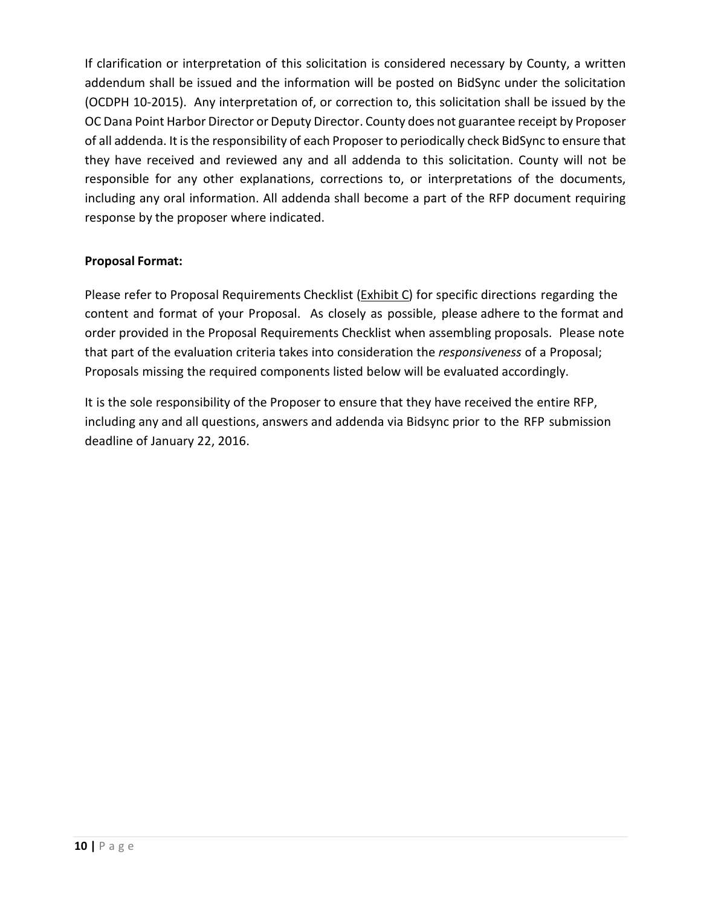If clarification or interpretation of this solicitation is considered necessary by County, a written addendum shall be issued and the information will be posted on BidSync under the solicitation (OCDPH 10-2015). Any interpretation of, or correction to, this solicitation shall be issued by the OC Dana Point Harbor Director or Deputy Director. County does not guarantee receipt by Proposer of all addenda. It is the responsibility of each Proposer to periodically check BidSync to ensure that they have received and reviewed any and all addenda to this solicitation. County will not be responsible for any other explanations, corrections to, or interpretations of the documents, including any oral information. All addenda shall become a part of the RFP document requiring response by the proposer where indicated.

**Proposal Format:**

Please refer to Proposal Requirements Checklist (Exhibit C) for specific directions regarding the content and format of your Proposal. As closely as possible, please adhere to the format and order provided in the Proposal Requirements Checklist when assembling proposals. Please note that part of the evaluation criteria takes into consideration the *responsiveness* of a Proposal; Proposals missing the required components listed below will be evaluated accordingly.

It is the sole responsibility of the Proposer to ensure that they have received the entire RFP, including any and all questions, answers and addenda via Bidsync prior to the RFP submission deadline of January 22, 2016.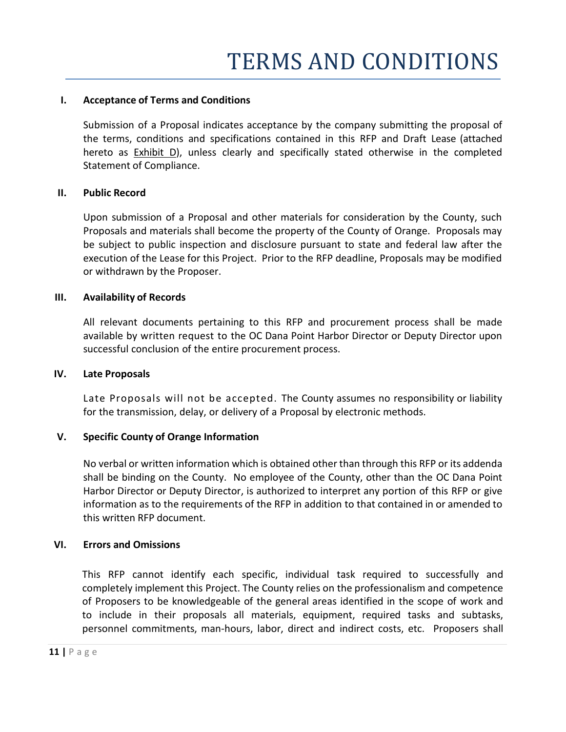# TERMS AND CONDITIONS

**I. Acceptance of Terms and Conditions**

Submission of a Proposal indicates acceptance by the company submitting the proposal of the terms, conditions and specifications contained in this RFP and Draft Lease (attached hereto as Exhibit D), unless clearly and specifically stated otherwise in the completed Statement of Compliance.

**II. Public Record**

Upon submission of a Proposal and other materials for consideration by the County, such Proposals and materials shall become the property of the County of Orange. Proposals may be subject to public inspection and disclosure pursuant to state and federal law after the execution of the Lease for this Project. Prior to the RFP deadline, Proposals may be modified or withdrawn by the Proposer.

**III. Availability of Records**

All relevant documents pertaining to this RFP and procurement process shall be made available by written request to the OC Dana Point Harbor Director or Deputy Director upon successful conclusion of the entire procurement process.

**IV. Late Proposals**

Late Proposals will not be accepted. The County assumes no responsibility or liability for the transmission, delay, or delivery of a Proposal by electronic methods.

**V. Specific County of Orange Information**

No verbal or written information which is obtained other than through this RFP or its addenda shall be binding on the County. No employee of the County, other than the OC Dana Point Harbor Director or Deputy Director, is authorized to interpret any portion of this RFP or give information as to the requirements of the RFP in addition to that contained in or amended to this written RFP document.

**VI. Errors and Omissions**

This RFP cannot identify each specific, individual task required to successfully and completely implement this Project. The County relies on the professionalism and competence of Proposers to be knowledgeable of the general areas identified in the scope of work and to include in their proposals all materials, equipment, required tasks and subtasks, personnel commitments, man-hours, labor, direct and indirect costs, etc. Proposers shall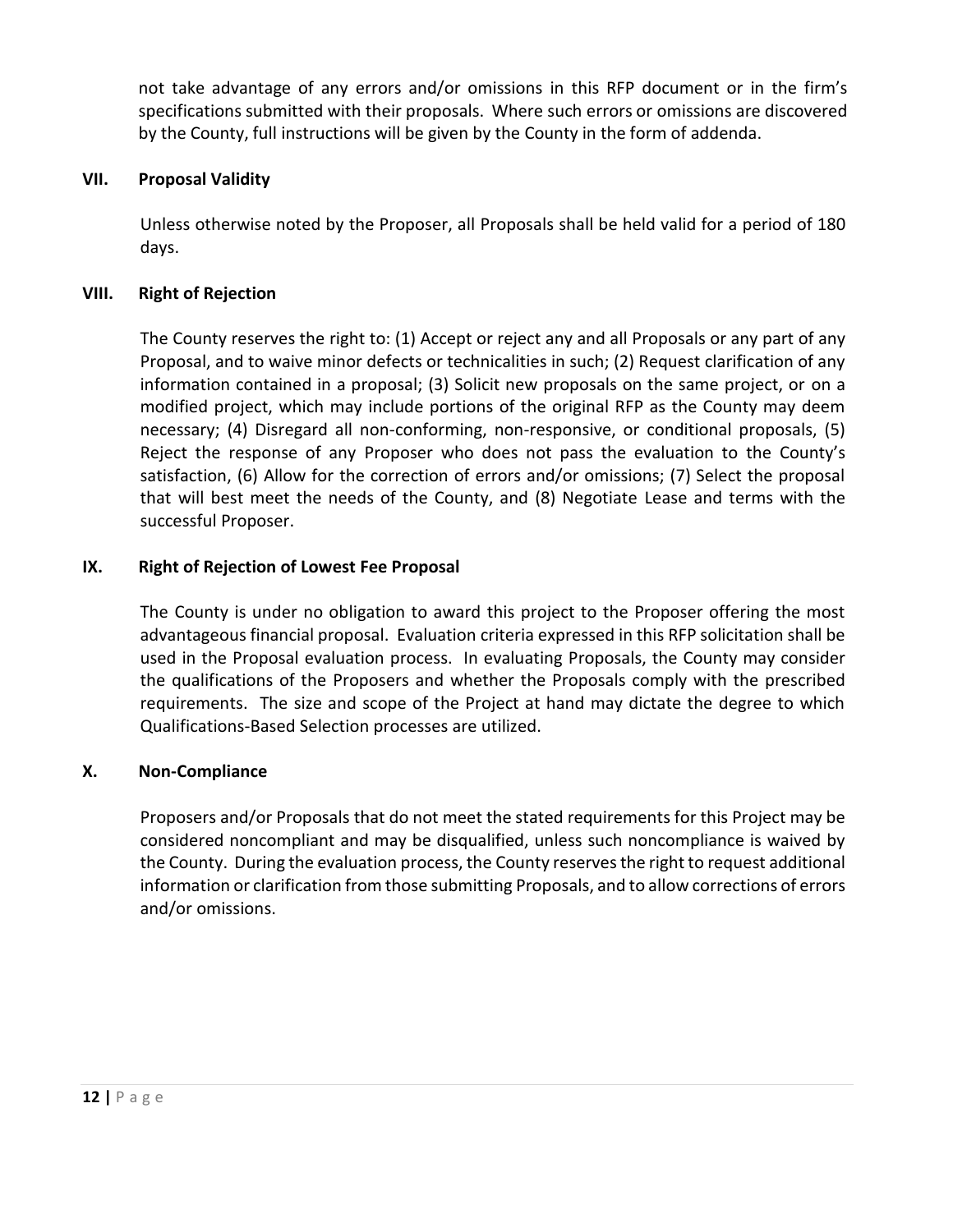not take advantage of any errors and/or omissions in this RFP document or in the firm's specifications submitted with their proposals. Where such errors or omissions are discovered by the County, full instructions will be given by the County in the form of addenda.

## VII. Proposal Validity

Unless otherwise noted by the Proposer, all Proposals shall be held valid for a period of 180 days.

## VIII. Right of Rejection

The County reserves the right to: (1) Accept or reject any and all Proposals or any part of any Proposal, and to waive minor defects or technicalities in such; (2) Request clarification of any information contained in a proposal; (3) Solicit new proposals on the same project, or on a modified project, which may include portions of the original RFP as the County may deem necessary; (4) Disregard all non-conforming, non-responsive, or conditional proposals, (5) Reject the response of any Proposer who does not pass the evaluation to the County's satisfaction, (6) Allow for the correction of errors and/or omissions; (7) Select the proposal that will best meet the needs of the County, and (8) Negotiate Lease and terms with the successful Proposer.

## IX. Right of Rejection of Lowest Fee Proposal

The County is under no obligation to award this project to the Proposer offering the most advantageous financial proposal. Evaluation criteria expressed in this RFP solicitation shall be used in the Proposal evaluation process. In evaluating Proposals, the County may consider the qualifications of the Proposers and whether the Proposals comply with the prescribed requirements. The size and scope of the Project at hand may dictate the degree to which Qualifications-Based Selection processes are utilized.

## X. Non-Compliance

Proposers and/or Proposals that do not meet the stated requirements for this Project may be considered noncompliant and may be disqualified, unless such noncompliance is waived by the County. During the evaluation process, the County reserves the right to request additional information or clarification from those submitting Proposals, and to allow corrections of errors and/or omissions.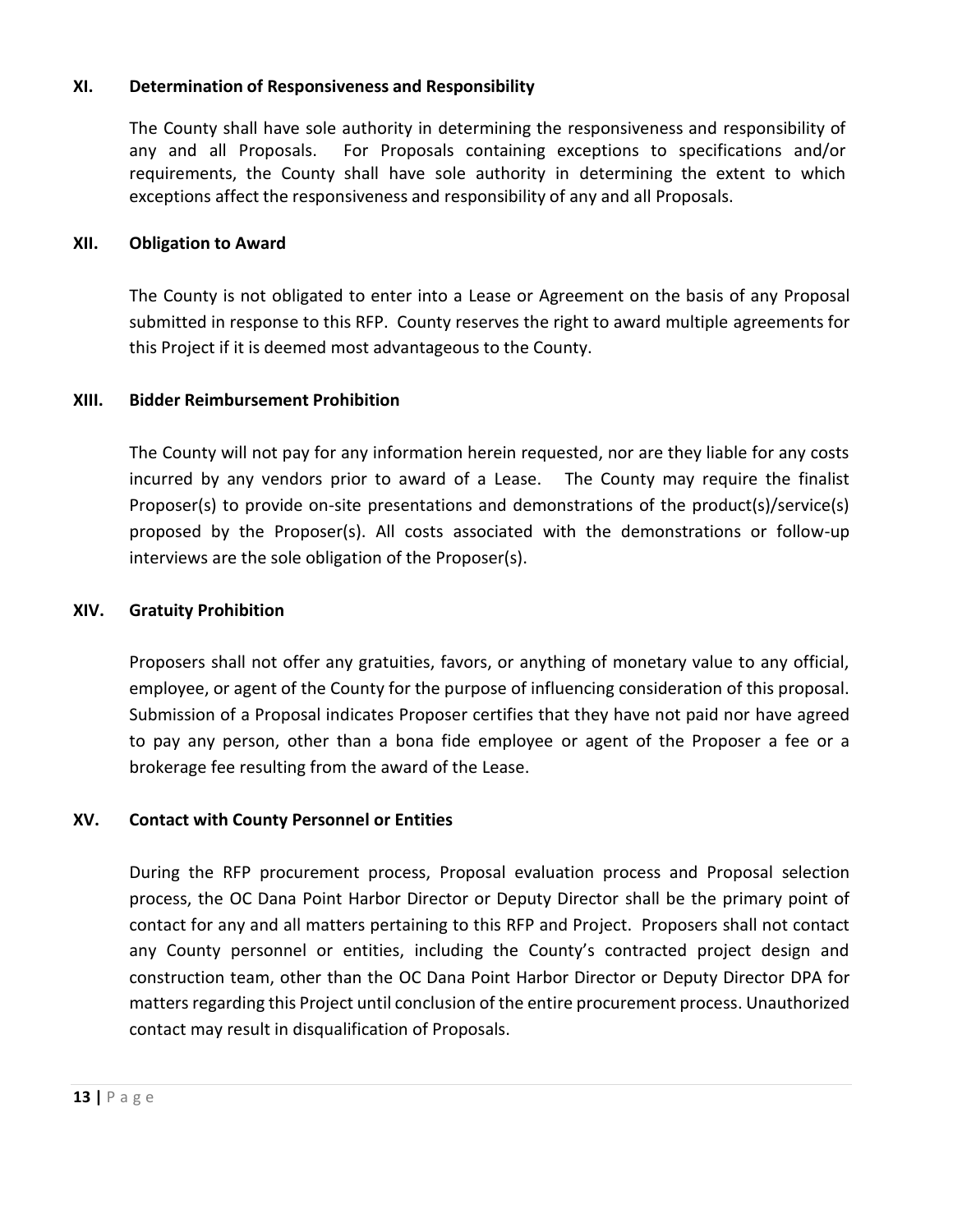## XI. Determination of Responsiveness and Responsibility

The County shall have sole authority in determining the responsiveness and responsibility of any and all Proposals. For Proposals containing exceptions to specifications and/or requirements, the County shall have sole authority in determining the extent to which exceptions affect the responsiveness and responsibility of any and all Proposals.

## XII. Obligation to Award

The County is not obligated to enter into a Lease or Agreement on the basis of any Proposal submitted in response to this RFP. County reserves the right to award multiple agreements for this Project if it is deemed most advantageous to the County.

## XIII. Bidder Reimbursement Prohibition

The County will not pay for any information herein requested, nor are they liable for any costs incurred by any vendors prior to award of a Lease. The County may require the finalist Proposer(s) to provide on-site presentations and demonstrations of the product(s)/service(s) proposed by the Proposer(s). All costs associated with the demonstrations or follow-up interviews are the sole obligation of the Proposer(s).

## XIV. Gratuity Prohibition

Proposers shall not offer any gratuities, favors, or anything of monetary value to any official, employee, or agent of the County for the purpose of influencing consideration of this proposal. Submission of a Proposal indicates Proposer certifies that they have not paid nor have agreed to pay any person, other than a bona fide employee or agent of the Proposer a fee or a brokerage fee resulting from the award of the Lease.

## XV. Contact with County Personnel or Entities

During the RFP procurement process, Proposal evaluation process and Proposal selection process, the OC Dana Point Harbor Director or Deputy Director shall be the primary point of contact for any and all matters pertaining to this RFP and Project. Proposers shall not contact any County personnel or entities, including the County's contracted project design and construction team, other than the OC Dana Point Harbor Director or Deputy Director DPA for matters regarding this Project until conclusion of the entire procurement process. Unauthorized contact may result in disqualification of Proposals.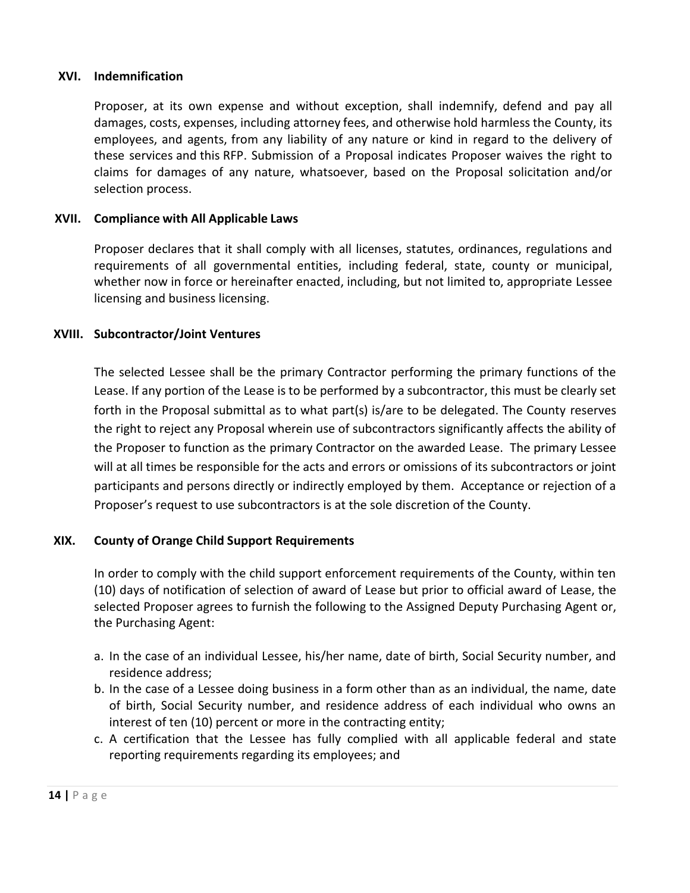## XVI. Indemnification

Proposer, at its own expense and without exception, shall indemnify, defend and pay all damages, costs, expenses, including attorney fees, and otherwise hold harmless the County, its employees, and agents, from any liability of any nature or kind in regard to the delivery of these services and this RFP. Submission of a Proposal indicates Proposer waives the right to claims for damages of any nature, whatsoever, based on the Proposal solicitation and/or selection process.

## XVII. Compliance with All Applicable Laws

Proposer declares that it shall comply with all licenses, statutes, ordinances, regulations and requirements of all governmental entities, including federal, state, county or municipal, whether now in force or hereinafter enacted, including, but not limited to, appropriate Lessee licensing and business licensing.

## XVIII. Subcontractor/Joint Ventures

The selected Lessee shall be the primary Contractor performing the primary functions of the Lease. If any portion of the Lease is to be performed by a subcontractor, this must be clearly set forth in the Proposal submittal as to what part(s) is/are to be delegated. The County reserves the right to reject any Proposal wherein use of subcontractors significantly affects the ability of the Proposer to function as the primary Contractor on the awarded Lease. The primary Lessee will at all times be responsible for the acts and errors or omissions of its subcontractors or joint participants and persons directly or indirectly employed by them. Acceptance or rejection of a Proposer's request to use subcontractors is at the sole discretion of the County.

## XIX. County of Orange Child Support Requirements

In order to comply with the child support enforcement requirements of the County, within ten (10) days of notification of selection of award of Lease but prior to official award of Lease, the selected Proposer agrees to furnish the following to the Assigned Deputy Purchasing Agent or, the Purchasing Agent:

a. In the case of an individual Lessee, his/her name, date of birth, Social Security number, and residence address;
b. In the case of a Lessee doing business in a form other than as an individual, the name, date of birth, Social Security number, and residence address of each individual who owns an interest of ten (10) percent or more in the contracting entity;
c. A certification that the Lessee has fully complied with all applicable federal and state reporting requirements regarding its employees; and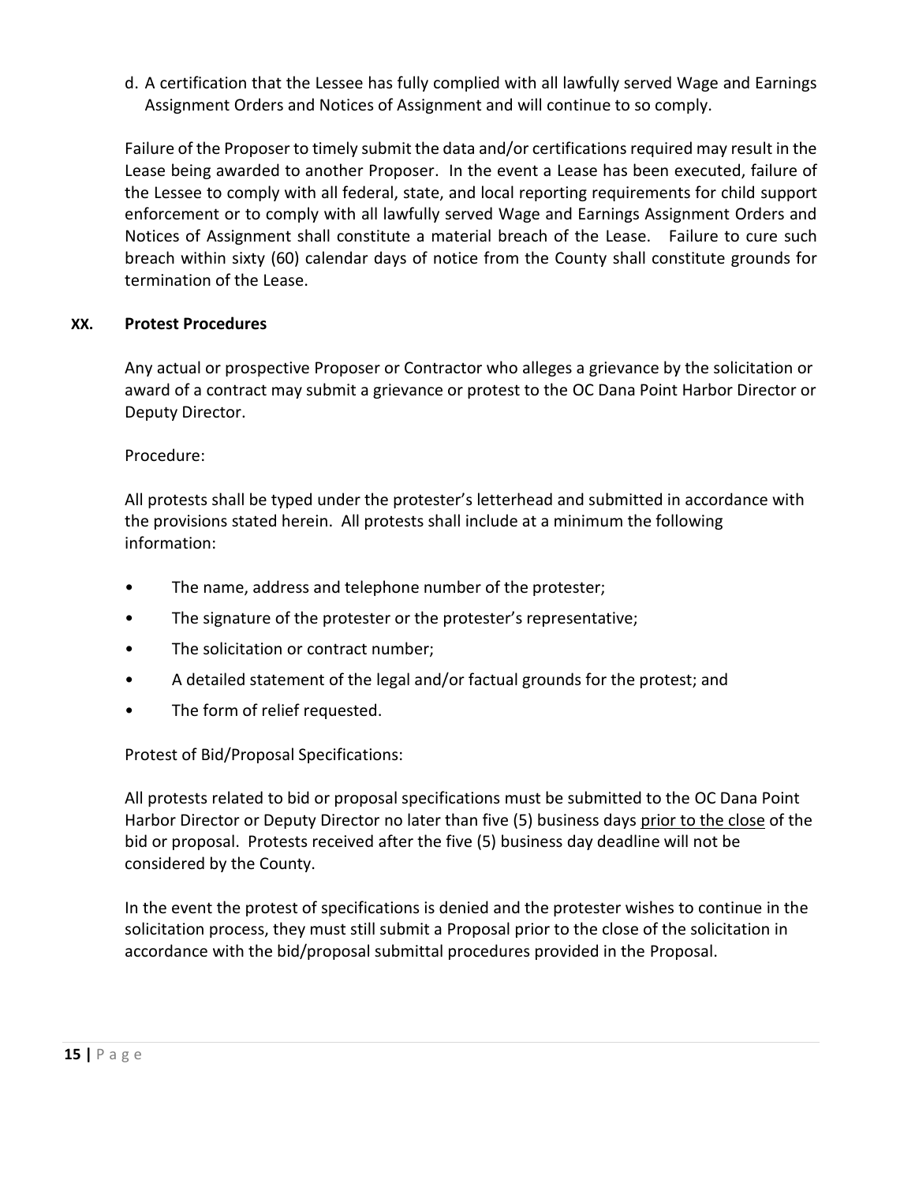d. A certification that the Lessee has fully complied with all lawfully served Wage and Earnings Assignment Orders and Notices of Assignment and will continue to so comply.

Failure of the Proposer to timely submit the data and/or certifications required may result in the Lease being awarded to another Proposer. In the event a Lease has been executed, failure of the Lessee to comply with all federal, state, and local reporting requirements for child support enforcement or to comply with all lawfully served Wage and Earnings Assignment Orders and Notices of Assignment shall constitute a material breach of the Lease. Failure to cure such breach within sixty (60) calendar days of notice from the County shall constitute grounds for termination of the Lease.

## XX. Protest Procedures

Any actual or prospective Proposer or Contractor who alleges a grievance by the solicitation or award of a contract may submit a grievance or protest to the OC Dana Point Harbor Director or Deputy Director.

Procedure:

All protests shall be typed under the protester's letterhead and submitted in accordance with the provisions stated herein. All protests shall include at a minimum the following information:

- The name, address and telephone number of the protester;
- The signature of the protester or the protester's representative;
- The solicitation or contract number;
- A detailed statement of the legal and/or factual grounds for the protest; and
- The form of relief requested.

Protest of Bid/Proposal Specifications:

All protests related to bid or proposal specifications must be submitted to the OC Dana Point Harbor Director or Deputy Director no later than five (5) business days <u>prior to the close</u> of the bid or proposal. Protests received after the five (5) business day deadline will not be considered by the County.

In the event the protest of specifications is denied and the protester wishes to continue in the solicitation process, they must still submit a Proposal prior to the close of the solicitation in accordance with the bid/proposal submittal procedures provided in the Proposal.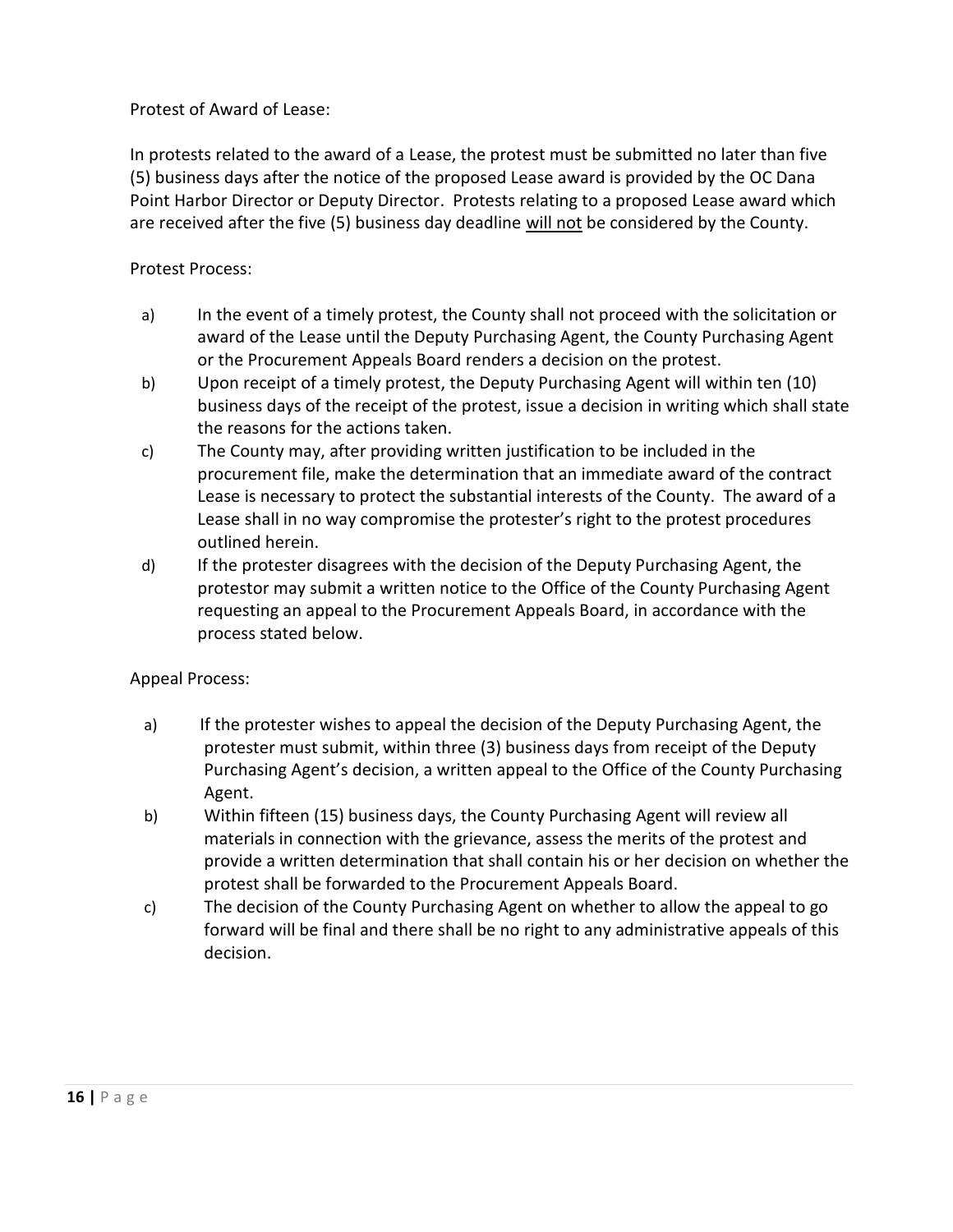Protest of Award of Lease:

In protests related to the award of a Lease, the protest must be submitted no later than five (5) business days after the notice of the proposed Lease award is provided by the OC Dana Point Harbor Director or Deputy Director. Protests relating to a proposed Lease award which are received after the five (5) business day deadline <u>will not</u> be considered by the County.

Protest Process:

a) In the event of a timely protest, the County shall not proceed with the solicitation or award of the Lease until the Deputy Purchasing Agent, the County Purchasing Agent or the Procurement Appeals Board renders a decision on the protest.
b) Upon receipt of a timely protest, the Deputy Purchasing Agent will within ten (10) business days of the receipt of the protest, issue a decision in writing which shall state the reasons for the actions taken.
c) The County may, after providing written justification to be included in the procurement file, make the determination that an immediate award of the contract Lease is necessary to protect the substantial interests of the County. The award of a Lease shall in no way compromise the protester's right to the protest procedures outlined herein.
d) If the protester disagrees with the decision of the Deputy Purchasing Agent, the protestor may submit a written notice to the Office of the County Purchasing Agent requesting an appeal to the Procurement Appeals Board, in accordance with the process stated below.

Appeal Process:

a) If the protester wishes to appeal the decision of the Deputy Purchasing Agent, the protester must submit, within three (3) business days from receipt of the Deputy Purchasing Agent's decision, a written appeal to the Office of the County Purchasing Agent.
b) Within fifteen (15) business days, the County Purchasing Agent will review all materials in connection with the grievance, assess the merits of the protest and provide a written determination that shall contain his or her decision on whether the protest shall be forwarded to the Procurement Appeals Board.
c) The decision of the County Purchasing Agent on whether to allow the appeal to go forward will be final and there shall be no right to any administrative appeals of this decision.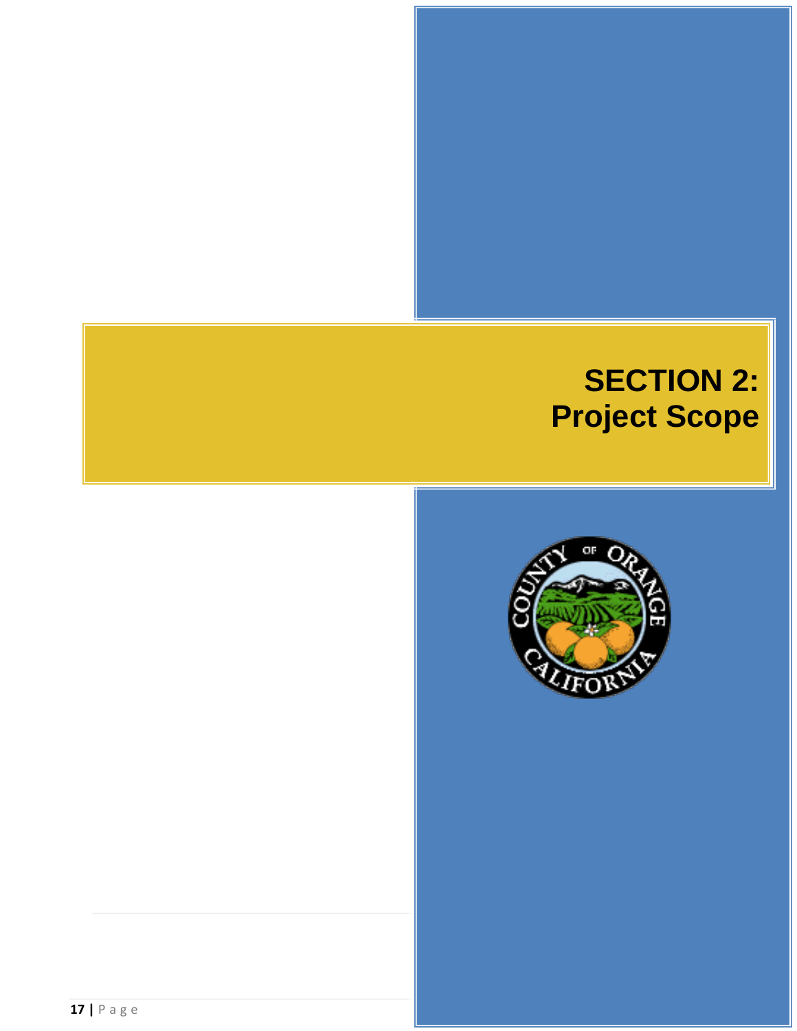# SECTION 2: Project Scope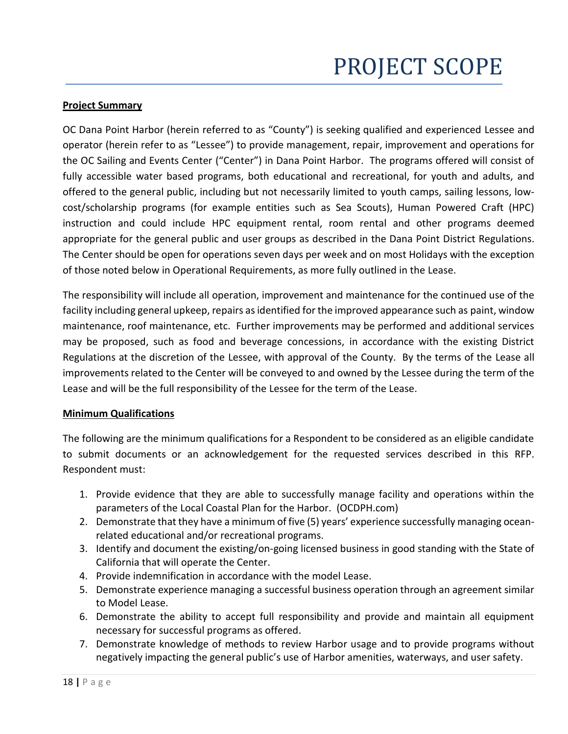# PROJECT SCOPE

**Project Summary**

OC Dana Point Harbor (herein referred to as "County") is seeking qualified and experienced Lessee and operator (herein refer to as "Lessee") to provide management, repair, improvement and operations for the OC Sailing and Events Center ("Center") in Dana Point Harbor. The programs offered will consist of fully accessible water based programs, both educational and recreational, for youth and adults, and offered to the general public, including but not necessarily limited to youth camps, sailing lessons, low-cost/scholarship programs (for example entities such as Sea Scouts), Human Powered Craft (HPC) instruction and could include HPC equipment rental, room rental and other programs deemed appropriate for the general public and user groups as described in the Dana Point District Regulations. The Center should be open for operations seven days per week and on most Holidays with the exception of those noted below in Operational Requirements, as more fully outlined in the Lease.

The responsibility will include all operation, improvement and maintenance for the continued use of the facility including general upkeep, repairs as identified for the improved appearance such as paint, window maintenance, roof maintenance, etc. Further improvements may be performed and additional services may be proposed, such as food and beverage concessions, in accordance with the existing District Regulations at the discretion of the Lessee, with approval of the County. By the terms of the Lease all improvements related to the Center will be conveyed to and owned by the Lessee during the term of the Lease and will be the full responsibility of the Lessee for the term of the Lease.

**Minimum Qualifications**

The following are the minimum qualifications for a Respondent to be considered as an eligible candidate to submit documents or an acknowledgement for the requested services described in this RFP. Respondent must:

1. Provide evidence that they are able to successfully manage facility and operations within the parameters of the Local Coastal Plan for the Harbor. (OCDPH.com)
2. Demonstrate that they have a minimum of five (5) years' experience successfully managing ocean-related educational and/or recreational programs.
3. Identify and document the existing/on-going licensed business in good standing with the State of California that will operate the Center.
4. Provide indemnification in accordance with the model Lease.
5. Demonstrate experience managing a successful business operation through an agreement similar to Model Lease.
6. Demonstrate the ability to accept full responsibility and provide and maintain all equipment necessary for successful programs as offered.
7. Demonstrate knowledge of methods to review Harbor usage and to provide programs without negatively impacting the general public's use of Harbor amenities, waterways, and user safety.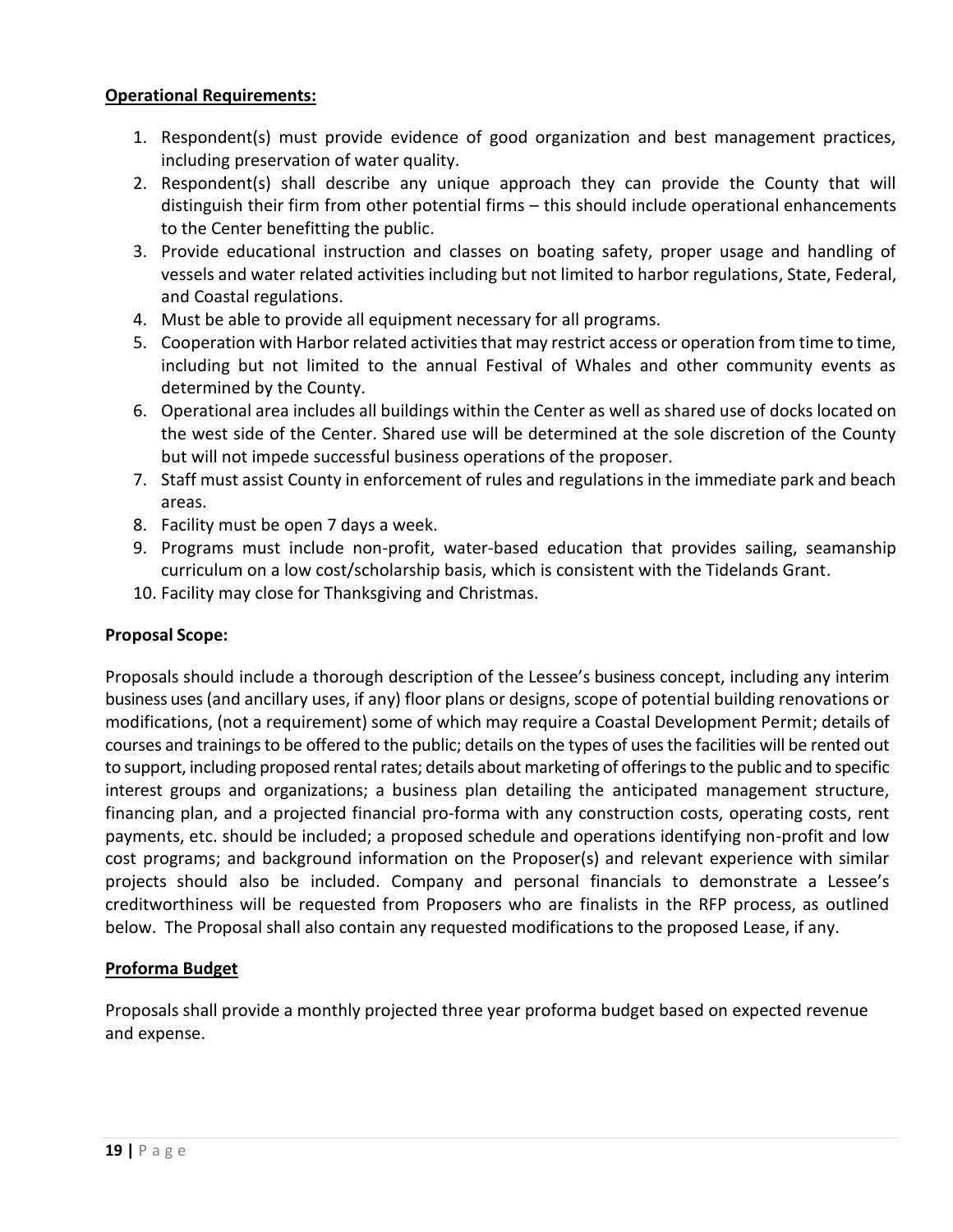**Operational Requirements:**

1. Respondent(s) must provide evidence of good organization and best management practices, including preservation of water quality.
2. Respondent(s) shall describe any unique approach they can provide the County that will distinguish their firm from other potential firms – this should include operational enhancements to the Center benefitting the public.
3. Provide educational instruction and classes on boating safety, proper usage and handling of vessels and water related activities including but not limited to harbor regulations, State, Federal, and Coastal regulations.
4. Must be able to provide all equipment necessary for all programs.
5. Cooperation with Harbor related activities that may restrict access or operation from time to time, including but not limited to the annual Festival of Whales and other community events as determined by the County.
6. Operational area includes all buildings within the Center as well as shared use of docks located on the west side of the Center. Shared use will be determined at the sole discretion of the County but will not impede successful business operations of the proposer.
7. Staff must assist County in enforcement of rules and regulations in the immediate park and beach areas.
8. Facility must be open 7 days a week.
9. Programs must include non-profit, water-based education that provides sailing, seamanship curriculum on a low cost/scholarship basis, which is consistent with the Tidelands Grant.
10. Facility may close for Thanksgiving and Christmas.

**Proposal Scope:**

Proposals should include a thorough description of the Lessee's business concept, including any interim business uses (and ancillary uses, if any) floor plans or designs, scope of potential building renovations or modifications, (not a requirement) some of which may require a Coastal Development Permit; details of courses and trainings to be offered to the public; details on the types of uses the facilities will be rented out to support, including proposed rental rates; details about marketing of offerings to the public and to specific interest groups and organizations; a business plan detailing the anticipated management structure, financing plan, and a projected financial pro-forma with any construction costs, operating costs, rent payments, etc. should be included; a proposed schedule and operations identifying non-profit and low cost programs; and background information on the Proposer(s) and relevant experience with similar projects should also be included. Company and personal financials to demonstrate a Lessee's creditworthiness will be requested from Proposers who are finalists in the RFP process, as outlined below. The Proposal shall also contain any requested modifications to the proposed Lease, if any.

**Proforma Budget**

Proposals shall provide a monthly projected three year proforma budget based on expected revenue and expense.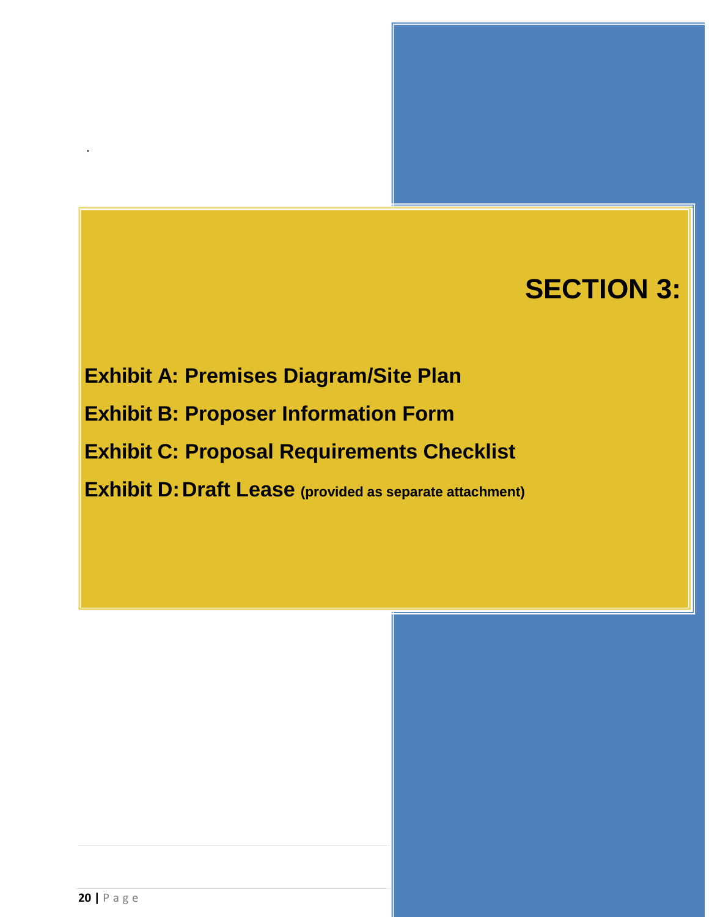# SECTION 3:

**Exhibit A: Premises Diagram/Site Plan**

**Exhibit B: Proposer Information Form**

**Exhibit C: Proposal Requirements Checklist**

**Exhibit D: Draft Lease (provided as separate attachment)**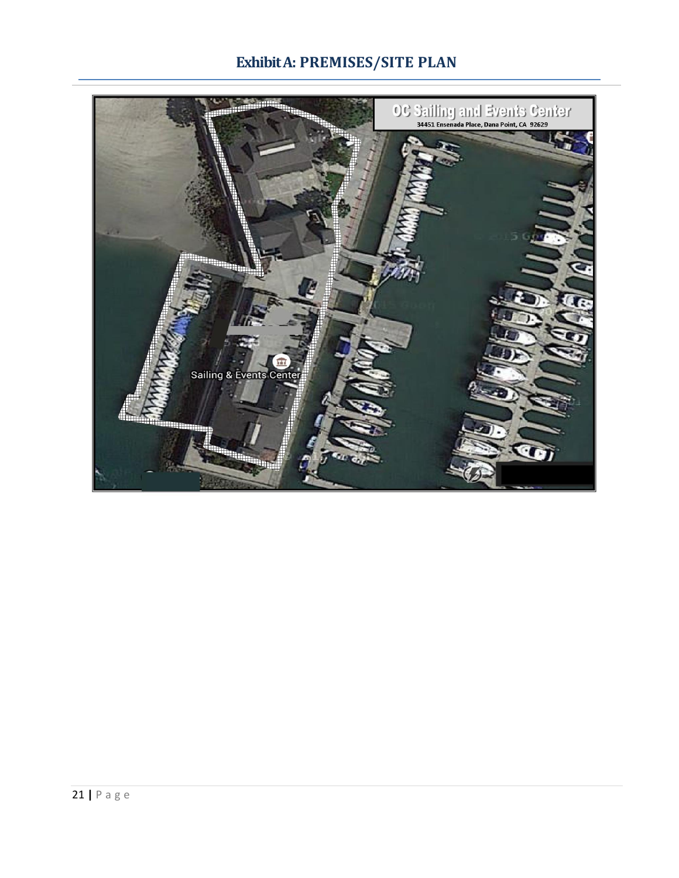## Exhibit A: PREMISES/SITE PLAN

OC Sailing and Events Center
34451 Ensenada Place, Dana Point, CA 92629

Sailing & Events Center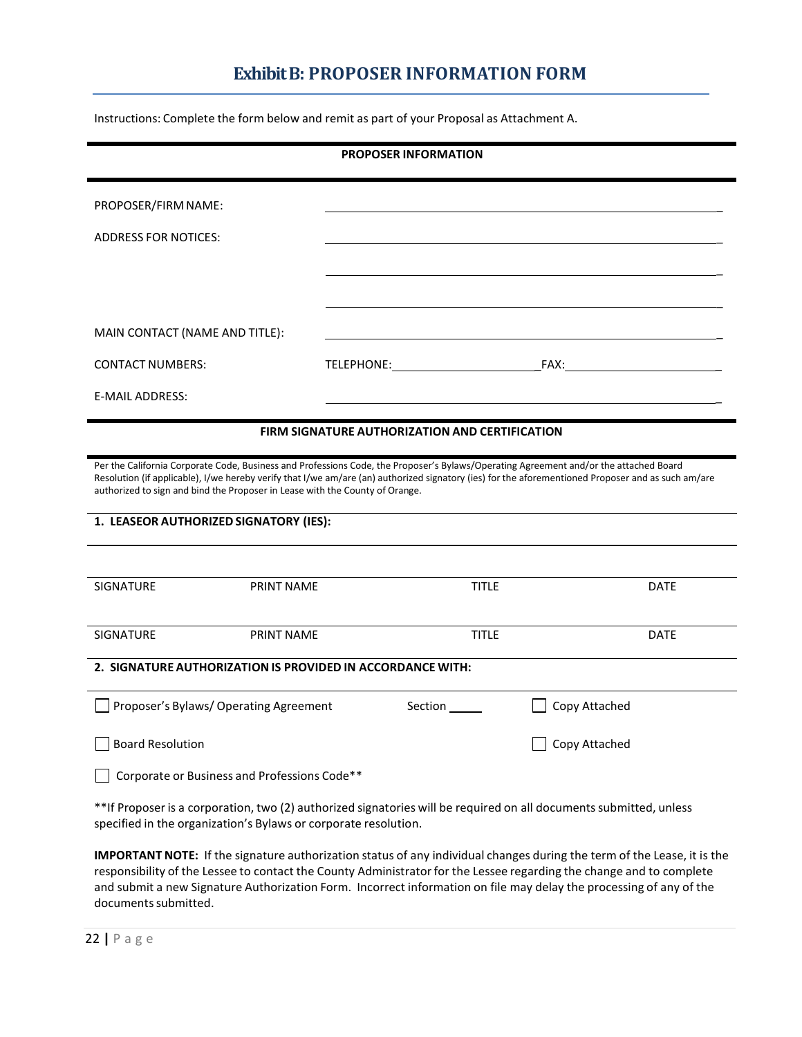# Exhibit B: PROPOSER INFORMATION FORM

Instructions: Complete the form below and remit as part of your Proposal as Attachment A.

**PROPOSER INFORMATION**

PROPOSER/FIRM NAME: ______________________________________________

ADDRESS FOR NOTICES: ______________________________________________

______________________________________________

______________________________________________

MAIN CONTACT (NAME AND TITLE): ______________________________________________

CONTACT NUMBERS: TELEPHONE: ______________________ FAX: ______________________

E-MAIL ADDRESS: ______________________________________________

**FIRM SIGNATURE AUTHORIZATION AND CERTIFICATION**

Per the California Corporate Code, Business and Professions Code, the Proposer's Bylaws/Operating Agreement and/or the attached Board Resolution (if applicable), I/we hereby verify that I/we am/are (an) authorized signatory (ies) for the aforementioned Proposer and as such am/are authorized to sign and bind the Proposer in Lease with the County of Orange.

**1. LEASEOR AUTHORIZED SIGNATORY (IES):**

| SIGNATURE | PRINT NAME | TITLE | DATE |
|---|---|---|---|
| | | | |
| SIGNATURE | PRINT NAME | TITLE | DATE |

**2. SIGNATURE AUTHORIZATION IS PROVIDED IN ACCORDANCE WITH:**

☐ Proposer's Bylaws/ Operating Agreement Section _____ ☐ Copy Attached

☐ Board Resolution ☐ Copy Attached

☐ Corporate or Business and Professions Code**

**If Proposer is a corporation, two (2) authorized signatories will be required on all documents submitted, unless specified in the organization's Bylaws or corporate resolution.

**IMPORTANT NOTE:** If the signature authorization status of any individual changes during the term of the Lease, it is the responsibility of the Lessee to contact the County Administrator for the Lessee regarding the change and to complete and submit a new Signature Authorization Form. Incorrect information on file may delay the processing of any of the documents submitted.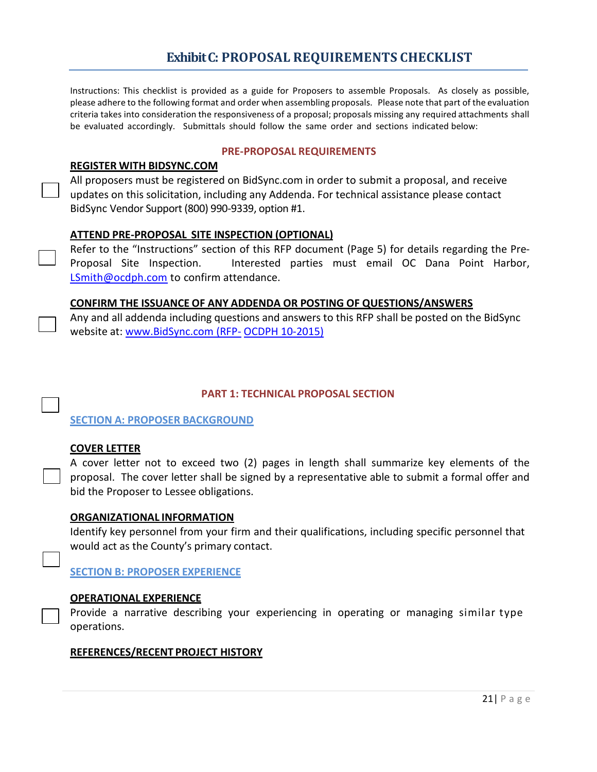# Exhibit C: PROPOSAL REQUIREMENTS CHECKLIST

Instructions: This checklist is provided as a guide for Proposers to assemble Proposals. As closely as possible, please adhere to the following format and order when assembling proposals. Please note that part of the evaluation criteria takes into consideration the responsiveness of a proposal; proposals missing any required attachments shall be evaluated accordingly. Submittals should follow the same order and sections indicated below:

## PRE-PROPOSAL REQUIREMENTS

**REGISTER WITH BIDSYNC.COM**

☐ All proposers must be registered on BidSync.com in order to submit a proposal, and receive updates on this solicitation, including any Addenda. For technical assistance please contact BidSync Vendor Support (800) 990-9339, option #1.

**ATTEND PRE-PROPOSAL SITE INSPECTION (OPTIONAL)**

☐ Refer to the "Instructions" section of this RFP document (Page 5) for details regarding the Pre-Proposal Site Inspection. Interested parties must email OC Dana Point Harbor, LSmith@ocdph.com to confirm attendance.

**CONFIRM THE ISSUANCE OF ANY ADDENDA OR POSTING OF QUESTIONS/ANSWERS**

☐ Any and all addenda including questions and answers to this RFP shall be posted on the BidSync website at: www.BidSync.com (RFP- OCDPH 10-2015)

## PART 1: TECHNICAL PROPOSAL SECTION

☐

### SECTION A: PROPOSER BACKGROUND

**COVER LETTER**

☐ A cover letter not to exceed two (2) pages in length shall summarize key elements of the proposal. The cover letter shall be signed by a representative able to submit a formal offer and bid the Proposer to Lessee obligations.

**ORGANIZATIONAL INFORMATION**

Identify key personnel from your firm and their qualifications, including specific personnel that would act as the County's primary contact.

☐

### SECTION B: PROPOSER EXPERIENCE

**OPERATIONAL EXPERIENCE**

☐ Provide a narrative describing your experiencing in operating or managing similar type operations.

**REFERENCES/RECENT PROJECT HISTORY**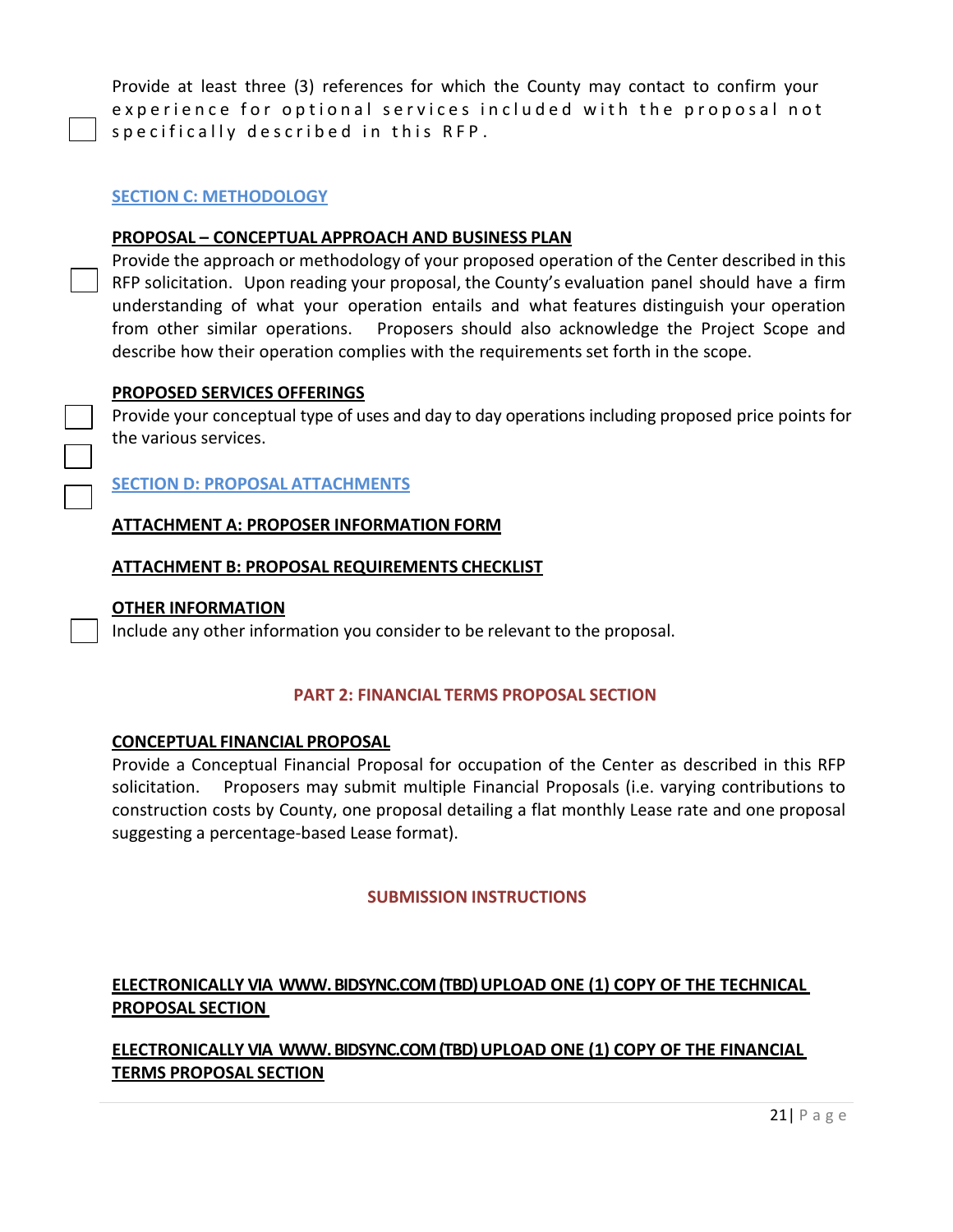- [ ] Provide at least three (3) references for which the County may contact to confirm your experience for optional services included with the proposal not specifically described in this RFP.

## SECTION C: METHODOLOGY

**PROPOSAL – CONCEPTUAL APPROACH AND BUSINESS PLAN**

- [ ] Provide the approach or methodology of your proposed operation of the Center described in this RFP solicitation. Upon reading your proposal, the County's evaluation panel should have a firm understanding of what your operation entails and what features distinguish your operation from other similar operations. Proposers should also acknowledge the Project Scope and describe how their operation complies with the requirements set forth in the scope.

**PROPOSED SERVICES OFFERINGS**

- [ ] Provide your conceptual type of uses and day to day operations including proposed price points for the various services.

## SECTION D: PROPOSAL ATTACHMENTS

- [ ] **ATTACHMENT A: PROPOSER INFORMATION FORM**
- [ ] **ATTACHMENT B: PROPOSAL REQUIREMENTS CHECKLIST**

**OTHER INFORMATION**

- [ ] Include any other information you consider to be relevant to the proposal.

## PART 2: FINANCIAL TERMS PROPOSAL SECTION

**CONCEPTUAL FINANCIAL PROPOSAL**

Provide a Conceptual Financial Proposal for occupation of the Center as described in this RFP solicitation. Proposers may submit multiple Financial Proposals (i.e. varying contributions to construction costs by County, one proposal detailing a flat monthly Lease rate and one proposal suggesting a percentage-based Lease format).

## SUBMISSION INSTRUCTIONS

**ELECTRONICALLY VIA WWW.BIDSYNC.COM (TBD) UPLOAD ONE (1) COPY OF THE TECHNICAL PROPOSAL SECTION**

**ELECTRONICALLY VIA WWW.BIDSYNC.COM (TBD) UPLOAD ONE (1) COPY OF THE FINANCIAL TERMS PROPOSAL SECTION**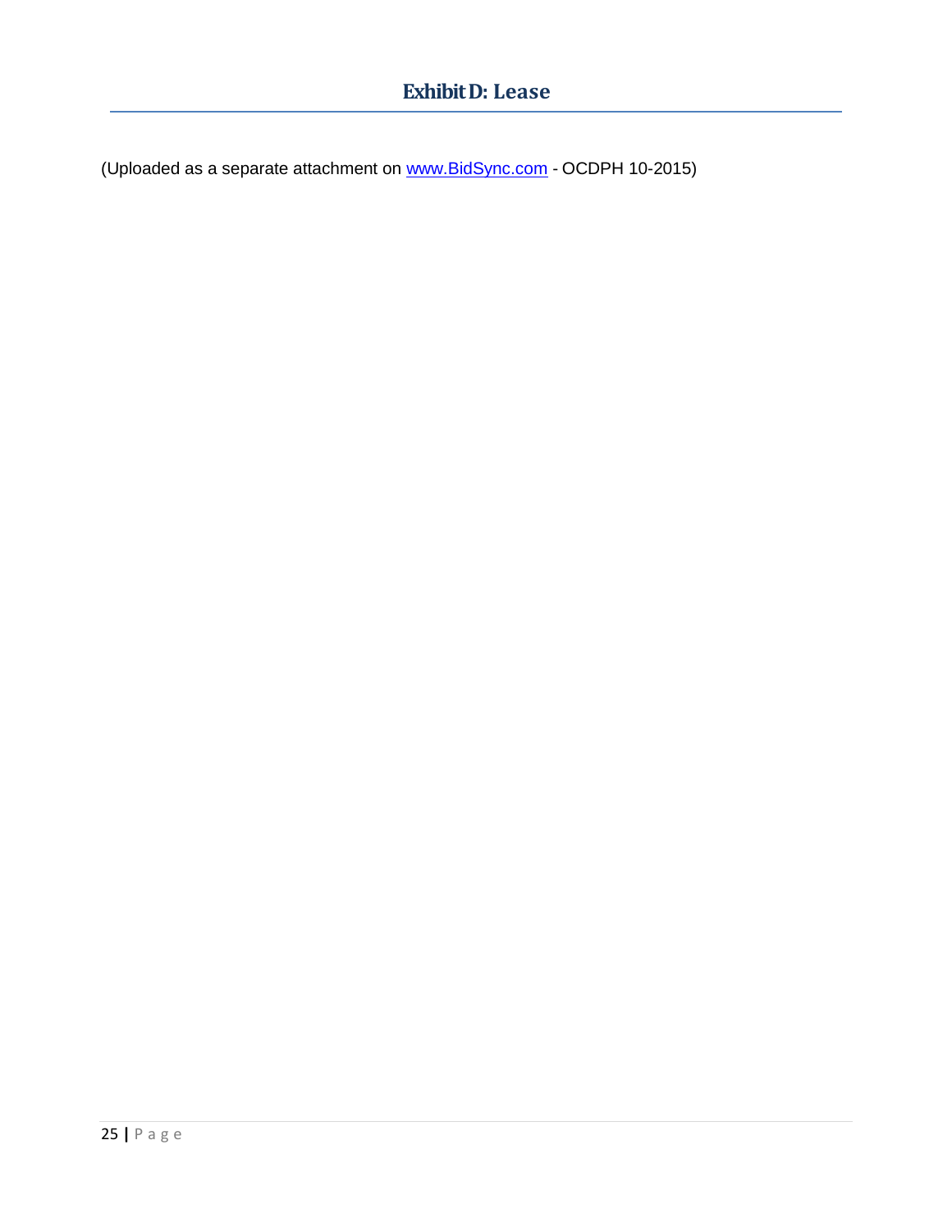# Exhibit D: Lease

(Uploaded as a separate attachment on [www.BidSync.com](www.BidSync.com) - OCDPH 10-2015)